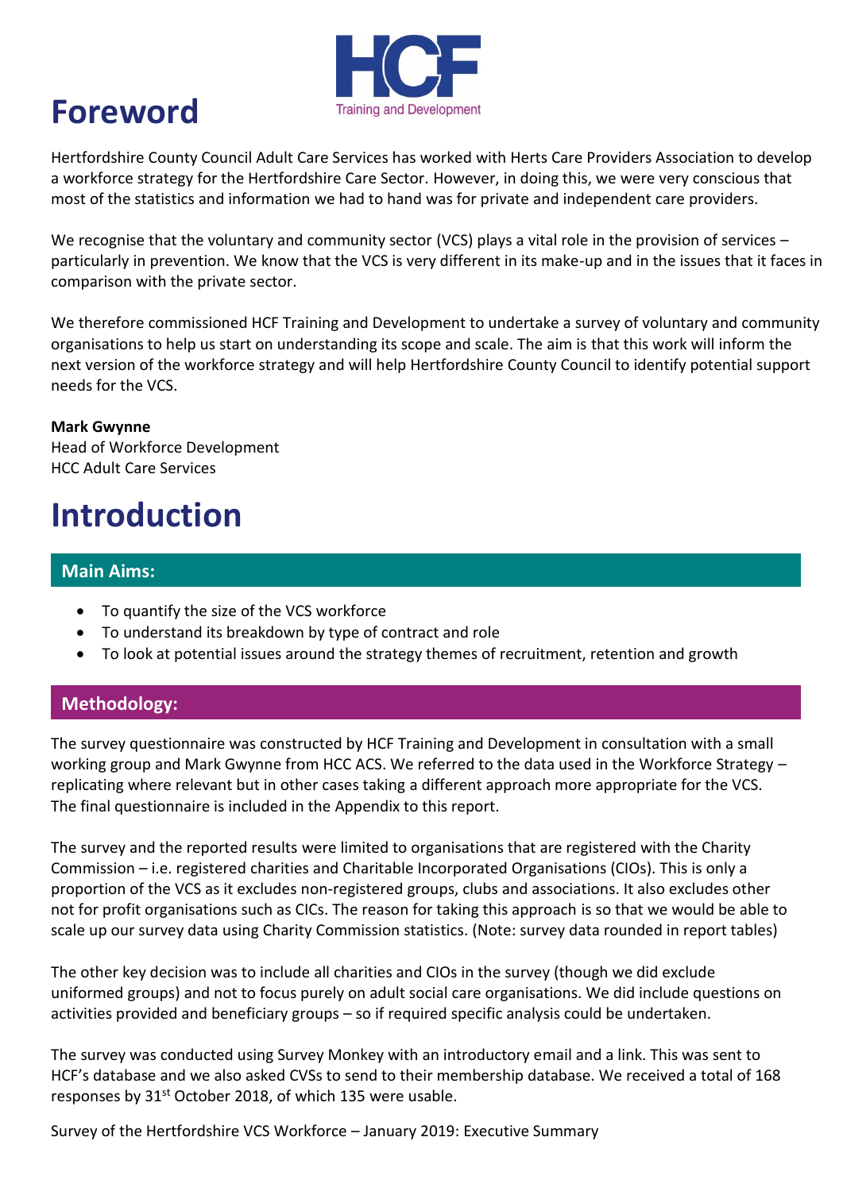# Foreword

Hertfordshire County Council Adult Care Services has worked with Herts Care Providers Association to develop a workforce strategy for the Hertfordshire Care Sector. However, in doing this, we were very conscious that most of the statistics and information we had to hand was for private and independent care providers.

We recognise that the voluntary and community sector (VCS) plays a vital role in the provision of services – particularly in prevention. We know that the VCS is very different in its make-up and in the issues that it faces in comparison with the private sector.

We therefore commissioned HCF Training and Development to undertake a survey of voluntary and community organisations to help us start on understanding its scope and scale. The aim is that this work will inform the next version of the workforce strategy and will help Hertfordshire County Council to identify potential support needs for the VCS.

**Mark Gwynne**
Head of Workforce Development
HCC Adult Care Services

# Introduction

## Main Aims:

- To quantify the size of the VCS workforce
- To understand its breakdown by type of contract and role
- To look at potential issues around the strategy themes of recruitment, retention and growth

## Methodology:

The survey questionnaire was constructed by HCF Training and Development in consultation with a small working group and Mark Gwynne from HCC ACS. We referred to the data used in the Workforce Strategy – replicating where relevant but in other cases taking a different approach more appropriate for the VCS. The final questionnaire is included in the Appendix to this report.

The survey and the reported results were limited to organisations that are registered with the Charity Commission – i.e. registered charities and Charitable Incorporated Organisations (CIOs). This is only a proportion of the VCS as it excludes non-registered groups, clubs and associations. It also excludes other not for profit organisations such as CICs. The reason for taking this approach is so that we would be able to scale up our survey data using Charity Commission statistics. (Note: survey data rounded in report tables)

The other key decision was to include all charities and CIOs in the survey (though we did exclude uniformed groups) and not to focus purely on adult social care organisations. We did include questions on activities provided and beneficiary groups – so if required specific analysis could be undertaken.

The survey was conducted using Survey Monkey with an introductory email and a link. This was sent to HCF's database and we also asked CVSs to send to their membership database. We received a total of 168 responses by 31st October 2018, of which 135 were usable.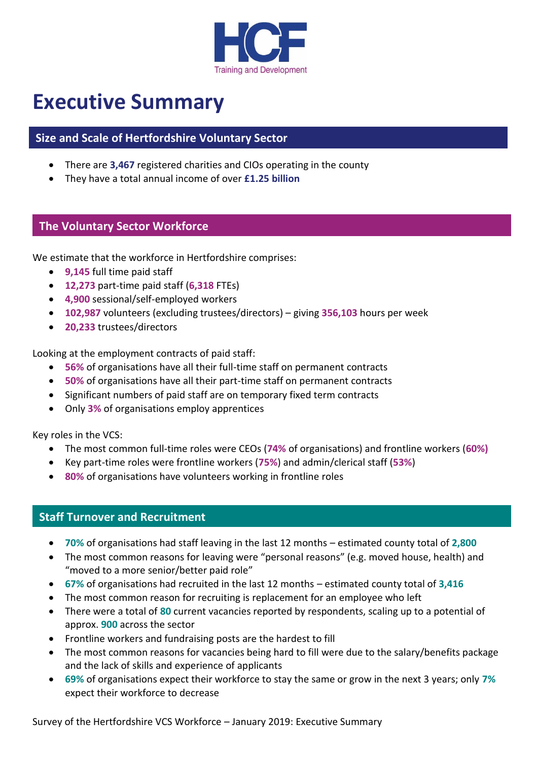HCF

Training and Development

# Executive Summary

## Size and Scale of Hertfordshire Voluntary Sector

- There are **3,467** registered charities and CIOs operating in the county
- They have a total annual income of over **£1.25 billion**

## The Voluntary Sector Workforce

We estimate that the workforce in Hertfordshire comprises:

- **9,145** full time paid staff
- **12,273** part-time paid staff (**6,318** FTEs)
- **4,900** sessional/self-employed workers
- **102,987** volunteers (excluding trustees/directors) – giving **356,103** hours per week
- **20,233** trustees/directors

Looking at the employment contracts of paid staff:

- **56%** of organisations have all their full-time staff on permanent contracts
- **50%** of organisations have all their part-time staff on permanent contracts
- Significant numbers of paid staff are on temporary fixed term contracts
- Only **3%** of organisations employ apprentices

Key roles in the VCS:

- The most common full-time roles were CEOs (**74%** of organisations) and frontline workers (**60%)**
- Key part-time roles were frontline workers (**75%**) and admin/clerical staff (**53%**)
- **80%** of organisations have volunteers working in frontline roles

## Staff Turnover and Recruitment

- **70%** of organisations had staff leaving in the last 12 months – estimated county total of **2,800**
- The most common reasons for leaving were "personal reasons" (e.g. moved house, health) and "moved to a more senior/better paid role"
- **67%** of organisations had recruited in the last 12 months – estimated county total of **3,416**
- The most common reason for recruiting is replacement for an employee who left
- There were a total of **80** current vacancies reported by respondents, scaling up to a potential of approx. **900** across the sector
- Frontline workers and fundraising posts are the hardest to fill
- The most common reasons for vacancies being hard to fill were due to the salary/benefits package and the lack of skills and experience of applicants
- **69%** of organisations expect their workforce to stay the same or grow in the next 3 years; only **7%** expect their workforce to decrease